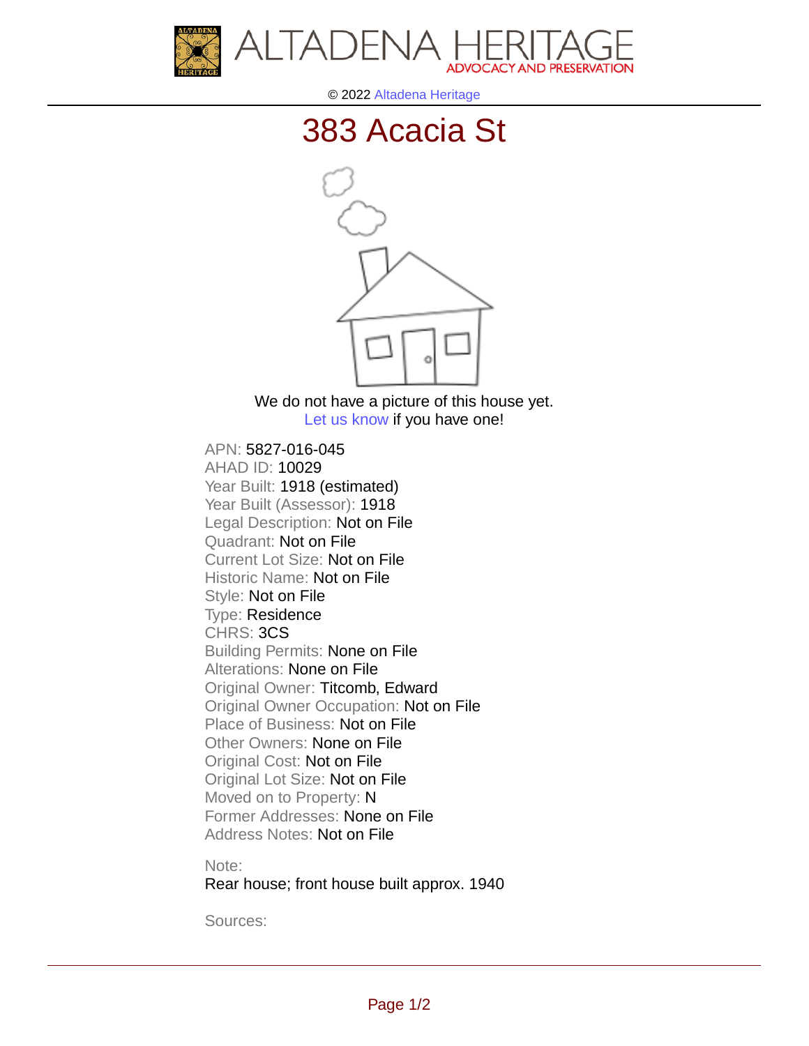ALTADENA HERITAGE
ADVOCACY AND PRESERVATION

© 2022 Altadena Heritage

# 383 Acacia St

We do not have a picture of this house yet.
Let us know if you have one!

APN: 5827-016-045
AHAD ID: 10029
Year Built: 1918 (estimated)
Year Built (Assessor): 1918
Legal Description: Not on File
Quadrant: Not on File
Current Lot Size: Not on File
Historic Name: Not on File
Style: Not on File
Type: Residence
CHRS: 3CS
Building Permits: None on File
Alterations: None on File
Original Owner: Titcomb, Edward
Original Owner Occupation: Not on File
Place of Business: Not on File
Other Owners: None on File
Original Cost: Not on File
Original Lot Size: Not on File
Moved on to Property: N
Former Addresses: None on File
Address Notes: Not on File

Note:
Rear house; front house built approx. 1940

Sources: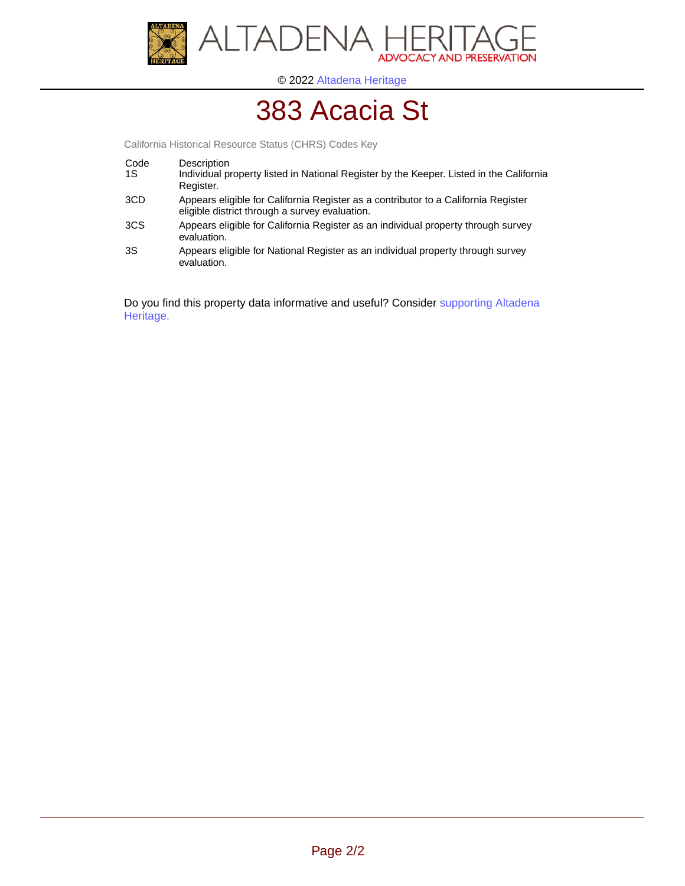ALTADENA HERITAGE
ADVOCACY AND PRESERVATION

© 2022 Altadena Heritage

# 383 Acacia St

California Historical Resource Status (CHRS) Codes Key

| Code | Description |
| --- | --- |
| 1S | Individual property listed in National Register by the Keeper. Listed in the California Register. |
| 3CD | Appears eligible for California Register as a contributor to a California Register eligible district through a survey evaluation. |
| 3CS | Appears eligible for California Register as an individual property through survey evaluation. |
| 3S | Appears eligible for National Register as an individual property through survey evaluation. |

Do you find this property data informative and useful? Consider supporting Altadena Heritage.